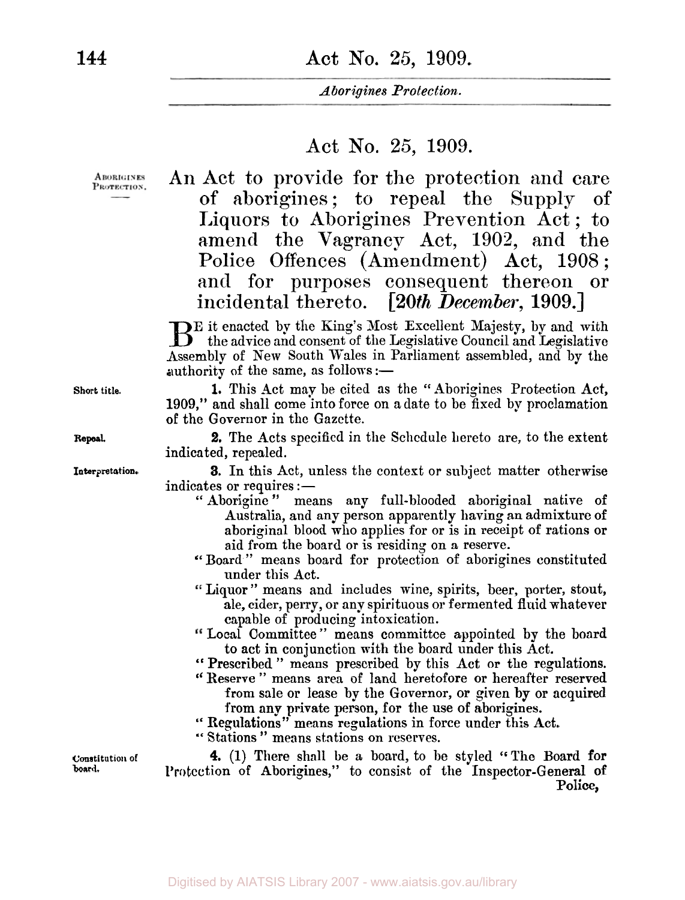# Act No. 25, 1909.

ABORIGINES PROTECTION.

**An Act to provide for the protection and care of aborigines; to repeal the Supply of Liquors to Aborigines Prevention Act; to amend the Vagrancy Act, 1902, and the Police Offences (Amendment) Act, 1908; and for purposes consequent thereon or incidental thereto.** [*20th December*, 1909.]

BE it enacted by the King's Most Excellent Majesty, by and with the advice and consent of the Legislative Council and Legislative Assembly of New South Wales in Parliament assembled, and by the authority of the same, as follows:—

*Short title.*

**1.** This Act may be cited as the "Aborigines Protection Act, 1909," and shall come into force on a date to be fixed by proclamation of the Governor in the Gazette.

*Repeal.*

**2.** The Acts specified in the Schedule hereto are, to the extent indicated, repealed.

*Interpretation.*

**3.** In this Act, unless the context or subject matter otherwise indicates or requires:—

"Aborigine" means any full-blooded aboriginal native of Australia, and any person apparently having an admixture of aboriginal blood who applies for or is in receipt of rations or aid from the board or is residing on a reserve.

"Board" means board for protection of aborigines constituted under this Act.

"Liquor" means and includes wine, spirits, beer, porter, stout, ale, cider, perry, or any spirituous or fermented fluid whatever capable of producing intoxication.

"Local Committee" means committee appointed by the board to act in conjunction with the board under this Act.

"Prescribed" means prescribed by this Act or the regulations.

"Reserve" means area of land heretofore or hereafter reserved from sale or lease by the Governor, or given by or acquired from any private person, for the use of aborigines.

"Regulations" means regulations in force under this Act.

"Stations" means stations on reserves.

*Constitution of board.*

**4.** (1) There shall be a board, to be styled "The Board for Protection of Aborigines," to consist of the Inspector-General of Police,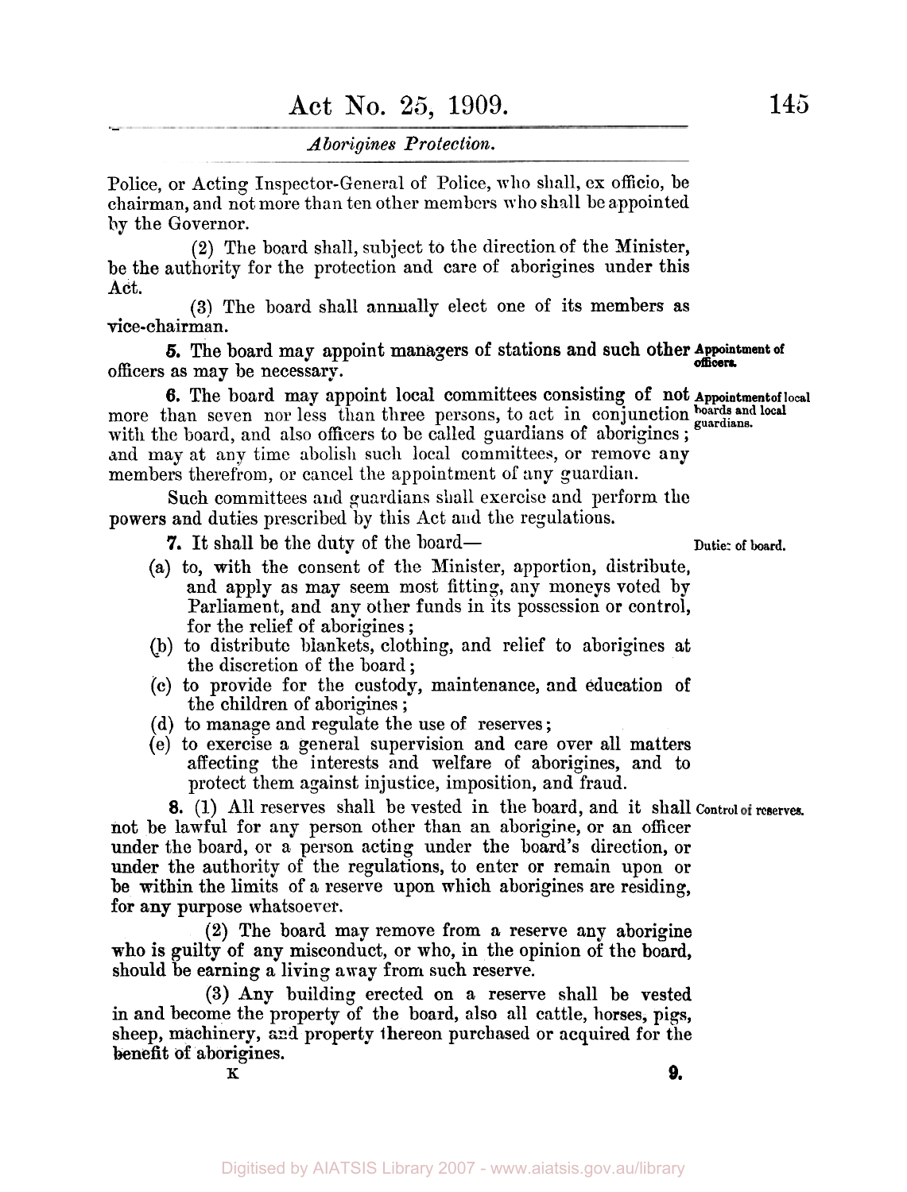Police, or Acting Inspector-General of Police, who shall, ex officio, be chairman, and not more than ten other members who shall be appointed by the Governor.

(2) The board shall, subject to the direction of the Minister, be the authority for the protection and care of aborigines under this Act.

(3) The board shall annually elect one of its members as vice-chairman.

**Appointment of officers.**

**5.** The board may appoint managers of stations and such other officers as may be necessary.

**Appointment of local boards and local guardians.**

**6.** The board may appoint local committees consisting of not more than seven nor less than three persons, to act in conjunction with the board, and also officers to be called guardians of aborigines; and may at any time abolish such local committees, or remove any members therefrom, or cancel the appointment of any guardian.

Such committees and guardians shall exercise and perform the powers and duties prescribed by this Act and the regulations.

**Duties of board.**

**7.** It shall be the duty of the board—

(a) to, with the consent of the Minister, apportion, distribute, and apply as may seem most fitting, any moneys voted by Parliament, and any other funds in its possession or control, for the relief of aborigines;

(b) to distribute blankets, clothing, and relief to aborigines at the discretion of the board;

(c) to provide for the custody, maintenance, and education of the children of aborigines;

(d) to manage and regulate the use of reserves;

(e) to exercise a general supervision and care over all matters affecting the interests and welfare of aborigines, and to protect them against injustice, imposition, and fraud.

**Control of reserves.**

**8.** (1) All reserves shall be vested in the board, and it shall not be lawful for any person other than an aborigine, or an officer under the board, or a person acting under the board's direction, or under the authority of the regulations, to enter or remain upon or be within the limits of a reserve upon which aborigines are residing, for any purpose whatsoever.

(2) The board may remove from a reserve any aborigine who is guilty of any misconduct, or who, in the opinion of the board, should be earning a living away from such reserve.

(3) Any building erected on a reserve shall be vested in and become the property of the board, also all cattle, horses, pigs, sheep, machinery, and property thereon purchased or acquired for the benefit of aborigines.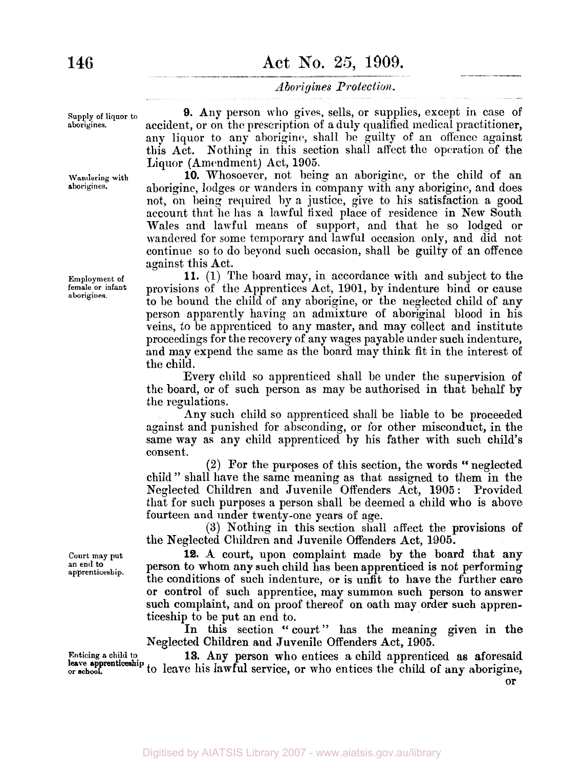Supply of liquor to aborigines.

**9.** Any person who gives, sells, or supplies, except in case of accident, or on the prescription of a duly qualified medical practitioner, any liquor to any aborigine, shall be guilty of an offence against this Act. Nothing in this section shall affect the operation of the Liquor (Amendment) Act, 1905.

Wandering with aborigines.

**10.** Whosoever, not being an aborigine, or the child of an aborigine, lodges or wanders in company with any aborigine, and does not, on being required by a justice, give to his satisfaction a good account that he has a lawful fixed place of residence in New South Wales and lawful means of support, and that he so lodged or wandered for some temporary and lawful occasion only, and did not continue so to do beyond such occasion, shall be guilty of an offence against this Act.

Employment of female or infant aborigines.

**11.** (1) The board may, in accordance with and subject to the provisions of the Apprentices Act, 1901, by indenture bind or cause to be bound the child of any aborigine, or the neglected child of any person apparently having an admixture of aboriginal blood in his veins, to be apprenticed to any master, and may collect and institute proceedings for the recovery of any wages payable under such indenture, and may expend the same as the board may think fit in the interest of the child.

Every child so apprenticed shall be under the supervision of the board, or of such person as may be authorised in that behalf by the regulations.

Any such child so apprenticed shall be liable to be proceeded against and punished for absconding, or for other misconduct, in the same way as any child apprenticed by his father with such child's consent.

(2) For the purposes of this section, the words " neglected child " shall have the same meaning as that assigned to them in the Neglected Children and Juvenile Offenders Act, 1905: Provided that for such purposes a person shall be deemed a child who is above fourteen and under twenty-one years of age.

(3) Nothing in this section shall affect the provisions of the Neglected Children and Juvenile Offenders Act, 1905.

Court may put an end to apprenticeship.

**12.** A court, upon complaint made by the board that any person to whom any such child has been apprenticed is not performing the conditions of such indenture, or is unfit to have the further care or control of such apprentice, may summon such person to answer such complaint, and on proof thereof on oath may order such apprenticeship to be put an end to.

In this section " court " has the meaning given in the Neglected Children and Juvenile Offenders Act, 1905.

Enticing a child to leave apprenticeship or school.

**13.** Any person who entices a child apprenticed as aforesaid to leave his lawful service, or who entices the child of any aborigine, or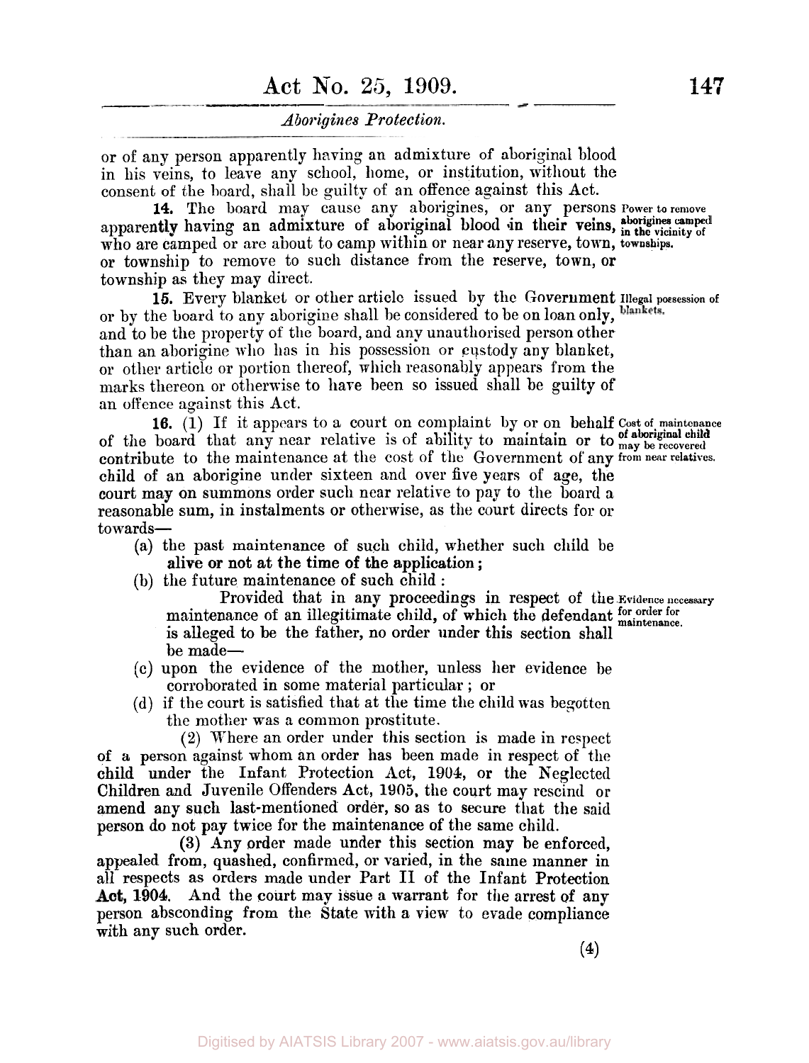or of any person apparently having an admixture of aboriginal blood in his veins, to leave any school, home, or institution, without the consent of the board, shall be guilty of an offence against this Act.

**Power to remove aborigines camped in the vicinity of townships.**

**14.** The board may cause any aborigines, or any persons apparently having an admixture of aboriginal blood in their veins, who are camped or are about to camp within or near any reserve, town, or township to remove to such distance from the reserve, town, or township as they may direct.

**Illegal possession of blankets.**

**15.** Every blanket or other article issued by the Government or by the board to any aborigine shall be considered to be on loan only, and to be the property of the board, and any unauthorised person other than an aborigine who has in his possession or custody any blanket, or other article or portion thereof, which reasonably appears from the marks thereon or otherwise to have been so issued shall be guilty of an offence against this Act.

**Cost of maintenance of aboriginal child may be recovered from near relatives.**

**16.** (1) If it appears to a court on complaint by or on behalf of the board that any near relative is of ability to maintain or to contribute to the maintenance at the cost of the Government of any child of an aborigine under sixteen and over five years of age, the court may on summons order such near relative to pay to the board a reasonable sum, in instalments or otherwise, as the court directs for or towards—

(a) the past maintenance of such child, whether such child be alive or not at the time of the application;

(b) the future maintenance of such child:

**Evidence necessary for order for maintenance.**

Provided that in any proceedings in respect of the maintenance of an illegitimate child, of which the defendant is alleged to be the father, no order under this section shall be made—

(c) upon the evidence of the mother, unless her evidence be corroborated in some material particular; or

(d) if the court is satisfied that at the time the child was begotten the mother was a common prostitute.

(2) Where an order under this section is made in respect of a person against whom an order has been made in respect of the child under the Infant Protection Act, 1904, or the Neglected Children and Juvenile Offenders Act, 1905, the court may rescind or amend any such last-mentioned order, so as to secure that the said person do not pay twice for the maintenance of the same child.

(3) Any order made under this section may be enforced, appealed from, quashed, confirmed, or varied, in the same manner in all respects as orders made under Part II of the Infant Protection Act, 1904. And the court may issue a warrant for the arrest of any person absconding from the State with a view to evade compliance with any such order.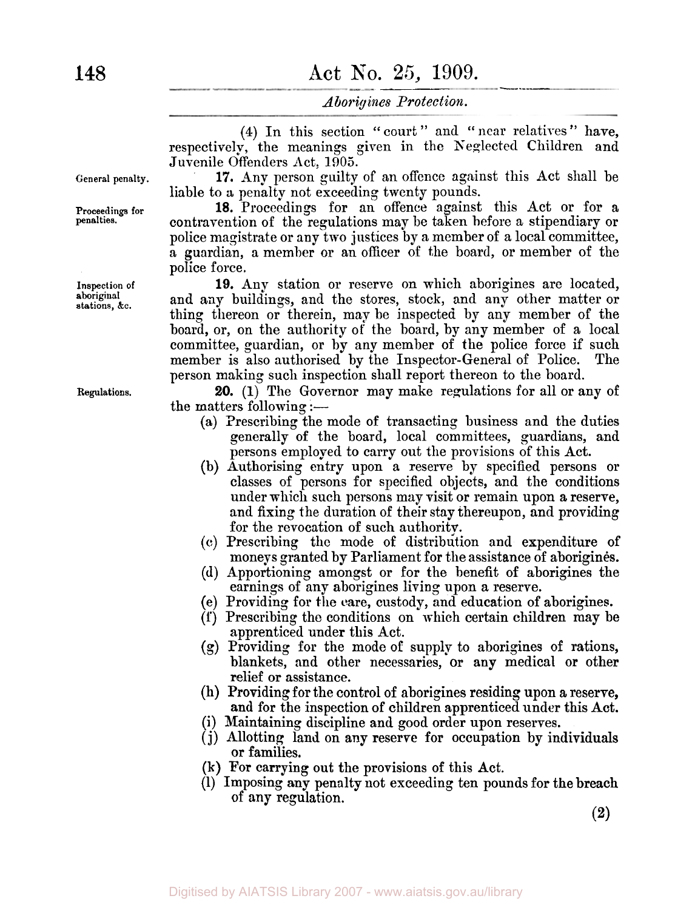(4) In this section "court" and "near relatives" have, respectively, the meanings given in the Neglected Children and Juvenile Offenders Act, 1905.

General penalty.

**17.** Any person guilty of an offence against this Act shall be liable to a penalty not exceeding twenty pounds.

Proceedings for penalties.

**18.** Proceedings for an offence against this Act or for a contravention of the regulations may be taken before a stipendiary or police magistrate or any two justices by a member of a local committee, a guardian, a member or an officer of the board, or member of the police force.

Inspection of aboriginal stations, &c.

**19.** Any station or reserve on which aborigines are located, and any buildings, and the stores, stock, and any other matter or thing thereon or therein, may be inspected by any member of the board, or, on the authority of the board, by any member of a local committee, guardian, or by any member of the police force if such member is also authorised by the Inspector-General of Police. The person making such inspection shall report thereon to the board.

Regulations.

**20.** (1) The Governor may make regulations for all or any of the matters following:—

(a) Prescribing the mode of transacting business and the duties generally of the board, local committees, guardians, and persons employed to carry out the provisions of this Act.

(b) Authorising entry upon a reserve by specified persons or classes of persons for specified objects, and the conditions under which such persons may visit or remain upon a reserve, and fixing the duration of their stay thereupon, and providing for the revocation of such authority.

(c) Prescribing the mode of distribution and expenditure of moneys granted by Parliament for the assistance of aborigines.

(d) Apportioning amongst or for the benefit of aborigines the earnings of any aborigines living upon a reserve.

(e) Providing for the care, custody, and education of aborigines.

(f) Prescribing the conditions on which certain children may be apprenticed under this Act.

(g) Providing for the mode of supply to aborigines of rations, blankets, and other necessaries, or any medical or other relief or assistance.

(h) Providing for the control of aborigines residing upon a reserve, and for the inspection of children apprenticed under this Act.

(i) Maintaining discipline and good order upon reserves.

(j) Allotting land on any reserve for occupation by individuals or families.

(k) For carrying out the provisions of this Act.

(l) Imposing any penalty not exceeding ten pounds for the breach of any regulation.

(2)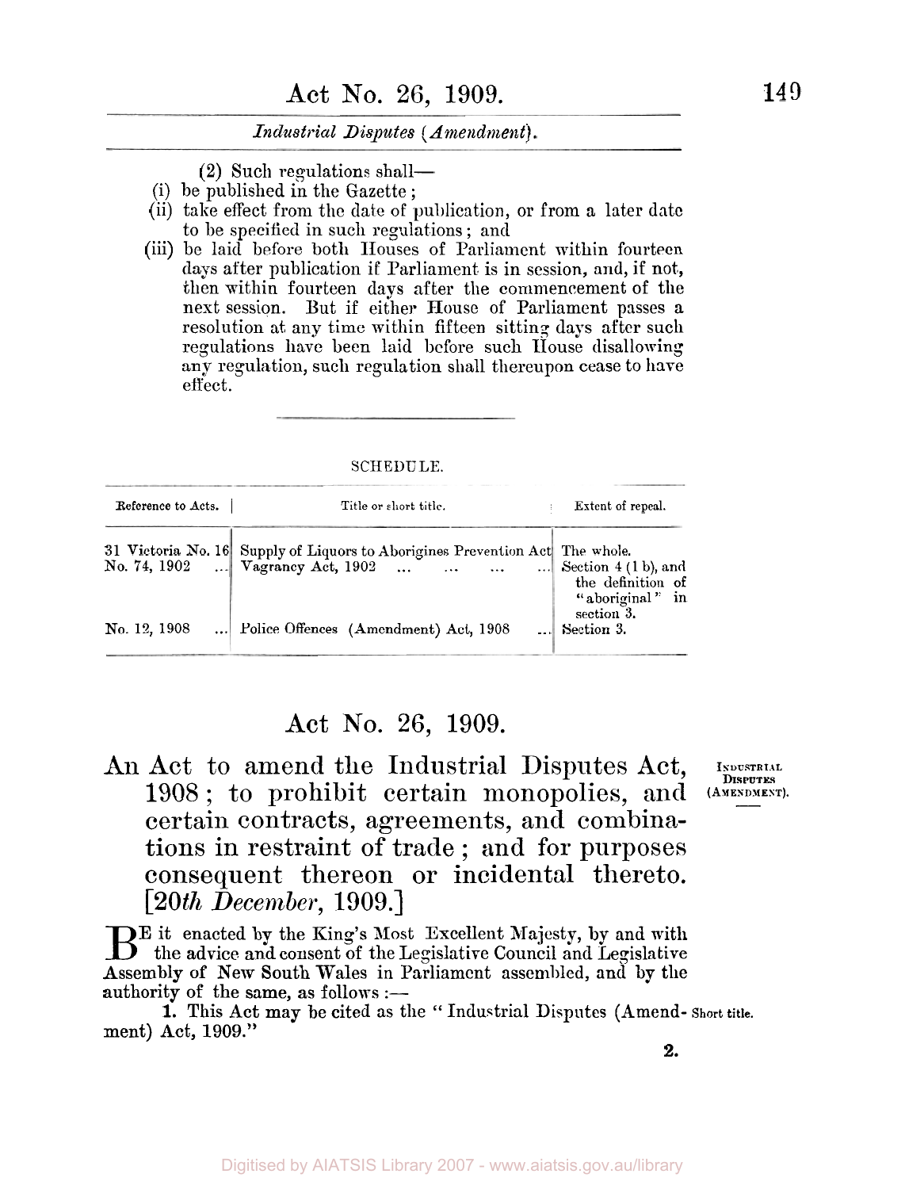(2) Such regulations shall—

(i) be published in the Gazette;

(ii) take effect from the date of publication, or from a later date to be specified in such regulations; and

(iii) be laid before both Houses of Parliament within fourteen days after publication if Parliament is in session, and, if not, then within fourteen days after the commencement of the next session. But if either House of Parliament passes a resolution at any time within fifteen sitting days after such regulations have been laid before such House disallowing any regulation, such regulation shall thereupon cease to have effect.

SCHEDULE.

| Reference to Acts. | Title or short title. | Extent of repeal. |
|---|---|---|
| 31 Victoria No. 16 | Supply of Liquors to Aborigines Prevention Act | The whole. |
| No. 74, 1902 | Vagrancy Act, 1902 | Section 4 (1 b), and the definition of "aboriginal" in section 3. |
| No. 12, 1908 | Police Offences (Amendment) Act, 1908 | Section 3. |

# Act No. 26, 1909.

## An Act to amend the Industrial Disputes Act, 1908; to prohibit certain monopolies, and certain contracts, agreements, and combinations in restraint of trade; and for purposes consequent thereon or incidental thereto. [*20th December*, 1909.]

INDUSTRIAL DISPUTES (AMENDMENT).

BE it enacted by the King's Most Excellent Majesty, by and with the advice and consent of the Legislative Council and Legislative Assembly of New South Wales in Parliament assembled, and by the authority of the same, as follows:—

Short title.

**1.** This Act may be cited as the "Industrial Disputes (Amendment) Act, 1909."

**2.**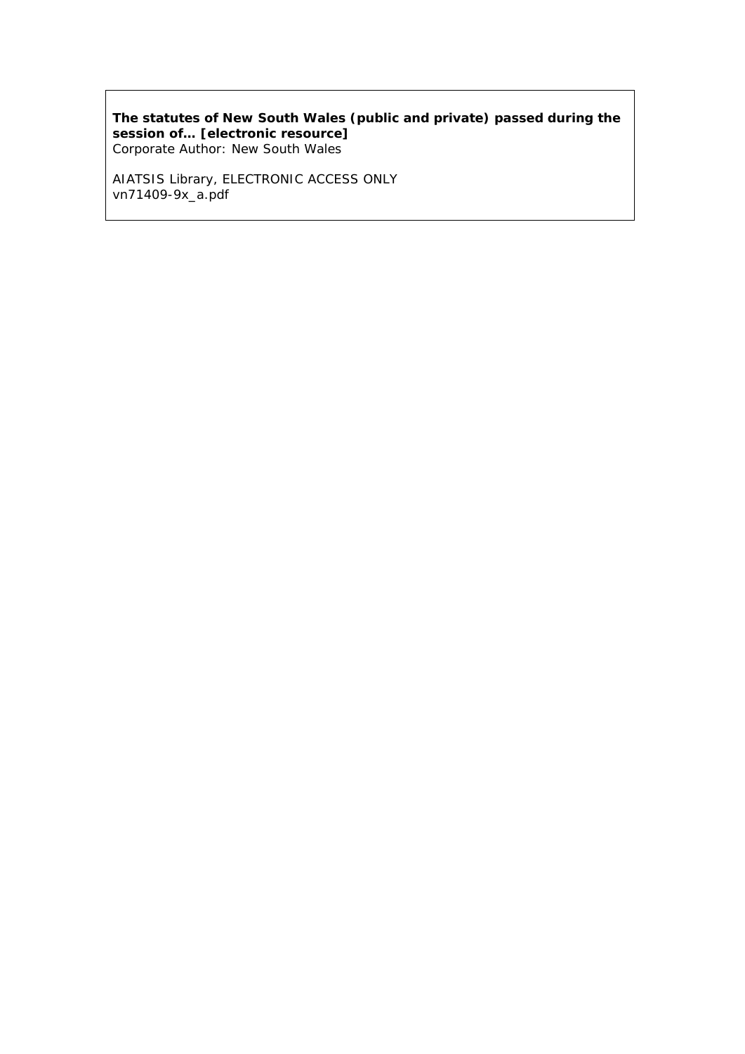**The statutes of New South Wales (public and private) passed during the session of… [electronic resource]**
Corporate Author: New South Wales

AIATSIS Library, ELECTRONIC ACCESS ONLY
vn71409-9x_a.pdf